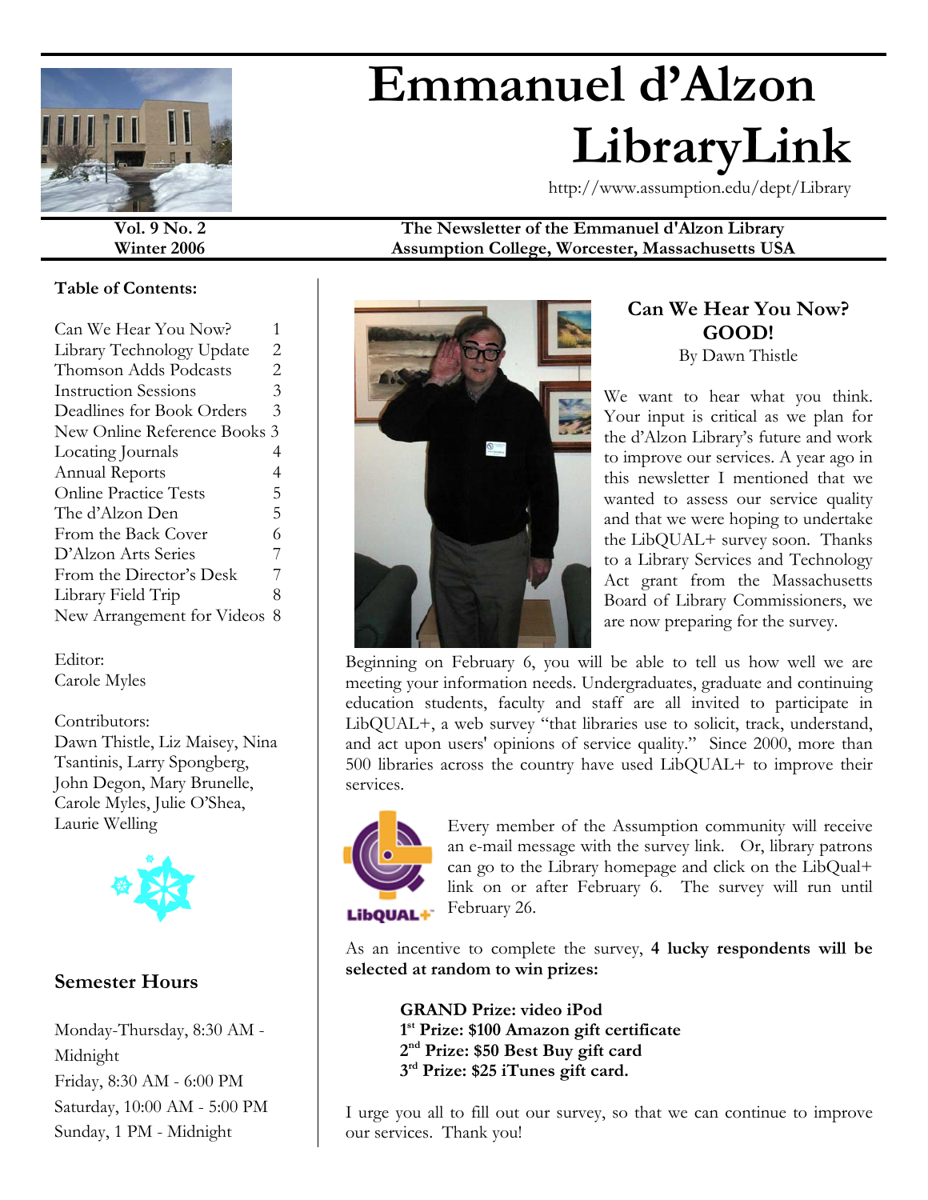# Emmanuel d'Alzon LibraryLink

http://www.assumption.edu/dept/Library

**Vol. 9 No. 2**
**Winter 2006**

**The Newsletter of the Emmanuel d'Alzon Library**
**Assumption College, Worcester, Massachusetts USA**

**Table of Contents:**

| | |
|---|---|
| Can We Hear You Now? | 1 |
| Library Technology Update | 2 |
| Thomson Adds Podcasts | 2 |
| Instruction Sessions | 3 |
| Deadlines for Book Orders | 3 |
| New Online Reference Books | 3 |
| Locating Journals | 4 |
| Annual Reports | 4 |
| Online Practice Tests | 5 |
| The d'Alzon Den | 5 |
| From the Back Cover | 6 |
| D'Alzon Arts Series | 7 |
| From the Director's Desk | 7 |
| Library Field Trip | 8 |
| New Arrangement for Videos | 8 |

Editor:
Carole Myles

Contributors:
Dawn Thistle, Liz Maisey, Nina Tsantinis, Larry Spongberg, John Degon, Mary Brunelle, Carole Myles, Julie O'Shea, Laurie Welling

## Semester Hours

Monday-Thursday, 8:30 AM - Midnight
Friday, 8:30 AM - 6:00 PM
Saturday, 10:00 AM - 5:00 PM
Sunday, 1 PM - Midnight

## Can We Hear You Now? GOOD!

By Dawn Thistle

We want to hear what you think. Your input is critical as we plan for the d'Alzon Library's future and work to improve our services. A year ago in this newsletter I mentioned that we wanted to assess our service quality and that we were hoping to undertake the LibQUAL+ survey soon. Thanks to a Library Services and Technology Act grant from the Massachusetts Board of Library Commissioners, we are now preparing for the survey.

Beginning on February 6, you will be able to tell us how well we are meeting your information needs. Undergraduates, graduate and continuing education students, faculty and staff are all invited to participate in LibQUAL+, a web survey "that libraries use to solicit, track, understand, and act upon users' opinions of service quality." Since 2000, more than 500 libraries across the country have used LibQUAL+ to improve their services.

Every member of the Assumption community will receive an e-mail message with the survey link. Or, library patrons can go to the Library homepage and click on the LibQual+ link on or after February 6. The survey will run until February 26.

As an incentive to complete the survey, **4 lucky respondents will be selected at random to win prizes:**

**GRAND Prize: video iPod**
**1st Prize: $100 Amazon gift certificate**
**2nd Prize: $50 Best Buy gift card**
**3rd Prize: $25 iTunes gift card.**

I urge you all to fill out our survey, so that we can continue to improve our services. Thank you!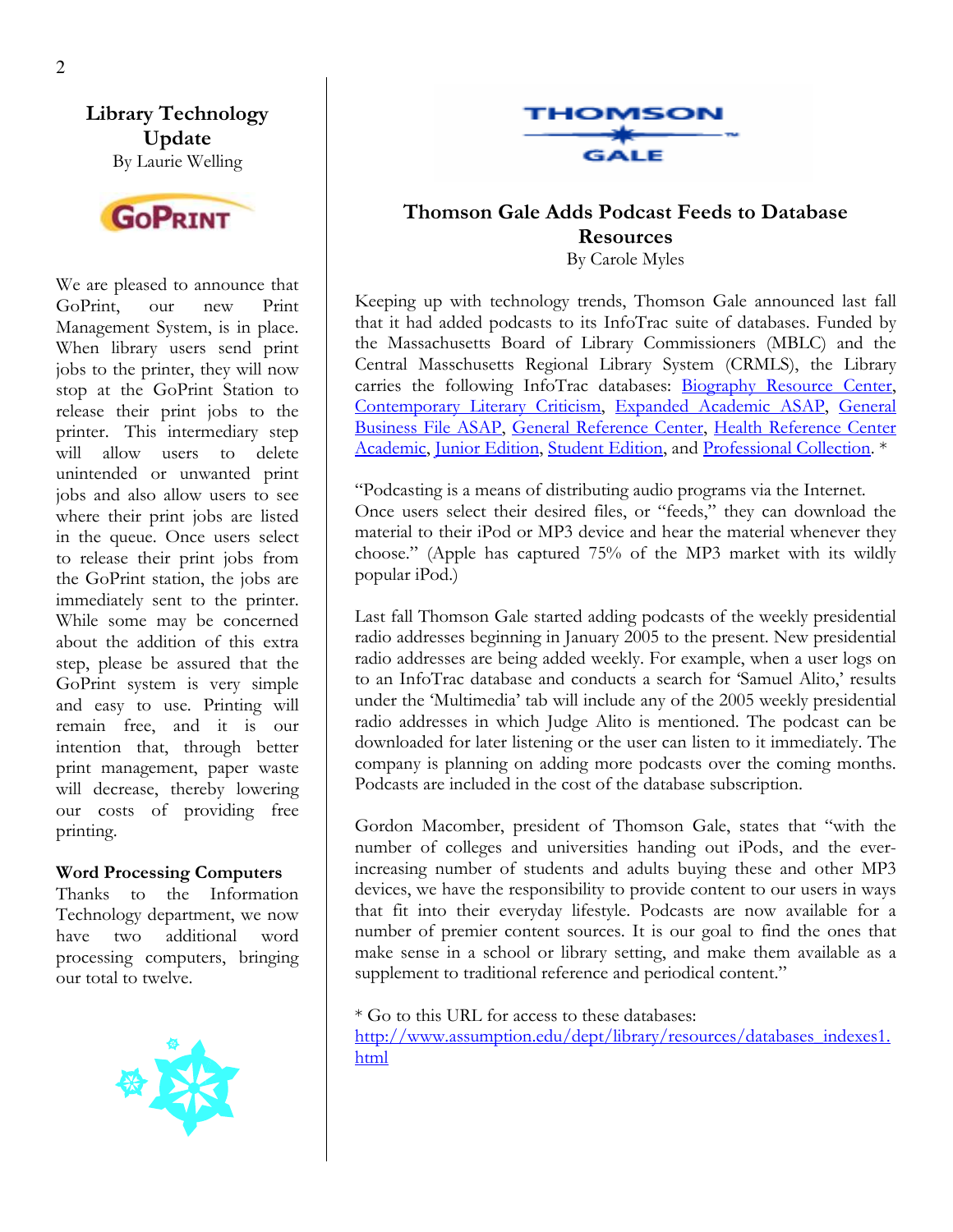## Library Technology Update

By Laurie Welling

We are pleased to announce that GoPrint, our new Print Management System, is in place. When library users send print jobs to the printer, they will now stop at the GoPrint Station to release their print jobs to the printer. This intermediary step will allow users to delete unintended or unwanted print jobs and also allow users to see where their print jobs are listed in the queue. Once users select to release their print jobs from the GoPrint station, the jobs are immediately sent to the printer. While some may be concerned about the addition of this extra step, please be assured that the GoPrint system is very simple and easy to use. Printing will remain free, and it is our intention that, through better print management, paper waste will decrease, thereby lowering our costs of providing free printing.

**Word Processing Computers**

Thanks to the Information Technology department, we now have two additional word processing computers, bringing our total to twelve.

## Thomson Gale Adds Podcast Feeds to Database Resources

By Carole Myles

Keeping up with technology trends, Thomson Gale announced last fall that it had added podcasts to its InfoTrac suite of databases. Funded by the Massachusetts Board of Library Commissioners (MBLC) and the Central Masschusetts Regional Library System (CRMLS), the Library carries the following InfoTrac databases: Biography Resource Center, Contemporary Literary Criticism, Expanded Academic ASAP, General Business File ASAP, General Reference Center, Health Reference Center Academic, Junior Edition, Student Edition, and Professional Collection. *

"Podcasting is a means of distributing audio programs via the Internet. Once users select their desired files, or "feeds," they can download the material to their iPod or MP3 device and hear the material whenever they choose." (Apple has captured 75% of the MP3 market with its wildly popular iPod.)

Last fall Thomson Gale started adding podcasts of the weekly presidential radio addresses beginning in January 2005 to the present. New presidential radio addresses are being added weekly. For example, when a user logs on to an InfoTrac database and conducts a search for 'Samuel Alito,' results under the 'Multimedia' tab will include any of the 2005 weekly presidential radio addresses in which Judge Alito is mentioned. The podcast can be downloaded for later listening or the user can listen to it immediately. The company is planning on adding more podcasts over the coming months. Podcasts are included in the cost of the database subscription.

Gordon Macomber, president of Thomson Gale, states that "with the number of colleges and universities handing out iPods, and the ever-increasing number of students and adults buying these and other MP3 devices, we have the responsibility to provide content to our users in ways that fit into their everyday lifestyle. Podcasts are now available for a number of premier content sources. It is our goal to find the ones that make sense in a school or library setting, and make them available as a supplement to traditional reference and periodical content."

* Go to this URL for access to these databases:
http://www.assumption.edu/dept/library/resources/databases_indexes1.html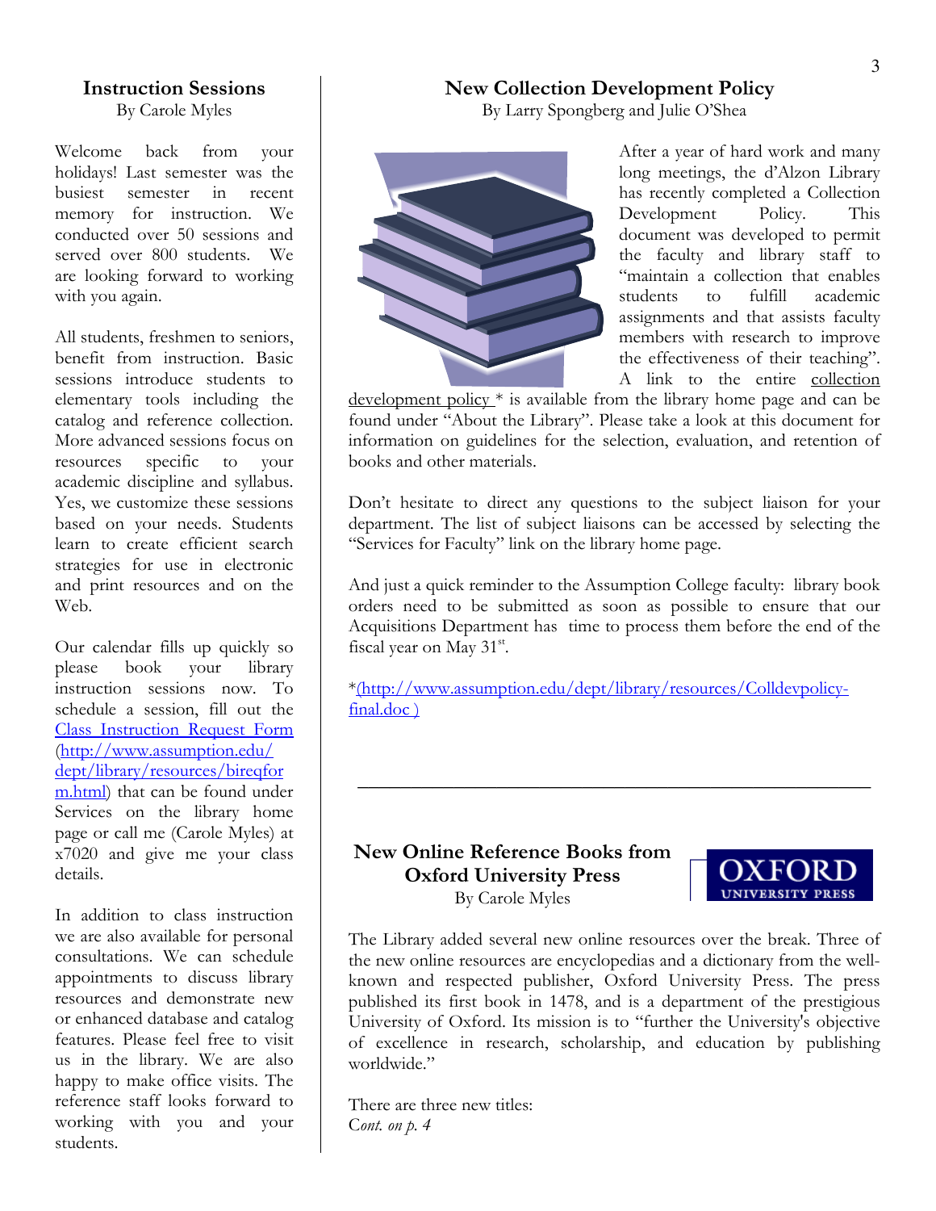## Instruction Sessions

By Carole Myles

Welcome back from your holidays! Last semester was the busiest semester in recent memory for instruction. We conducted over 50 sessions and served over 800 students. We are looking forward to working with you again.

All students, freshmen to seniors, benefit from instruction. Basic sessions introduce students to elementary tools including the catalog and reference collection. More advanced sessions focus on resources specific to your academic discipline and syllabus. Yes, we customize these sessions based on your needs. Students learn to create efficient search strategies for use in electronic and print resources and on the Web.

Our calendar fills up quickly so please book your library instruction sessions now. To schedule a session, fill out the Class Instruction Request Form (http://www.assumption.edu/dept/library/resources/bireqform.html) that can be found under Services on the library home page or call me (Carole Myles) at x7020 and give me your class details.

In addition to class instruction we are also available for personal consultations. We can schedule appointments to discuss library resources and demonstrate new or enhanced database and catalog features. Please feel free to visit us in the library. We are also happy to make office visits. The reference staff looks forward to working with you and your students.

## New Collection Development Policy

By Larry Spongberg and Julie O'Shea

After a year of hard work and many long meetings, the d'Alzon Library has recently completed a Collection Development Policy. This document was developed to permit the faculty and library staff to "maintain a collection that enables students to fulfill academic assignments and that assists faculty members with research to improve the effectiveness of their teaching". A link to the entire collection development policy * is available from the library home page and can be found under "About the Library". Please take a look at this document for information on guidelines for the selection, evaluation, and retention of books and other materials.

Don't hesitate to direct any questions to the subject liaison for your department. The list of subject liaisons can be accessed by selecting the "Services for Faculty" link on the library home page.

And just a quick reminder to the Assumption College faculty: library book orders need to be submitted as soon as possible to ensure that our Acquisitions Department has time to process them before the end of the fiscal year on May 31st.

*(http://www.assumption.edu/dept/library/resources/Colldevpolicy-final.doc )

---

## New Online Reference Books from Oxford University Press

By Carole Myles

The Library added several new online resources over the break. Three of the new online resources are encyclopedias and a dictionary from the well-known and respected publisher, Oxford University Press. The press published its first book in 1478, and is a department of the prestigious University of Oxford. Its mission is to "further the University's objective of excellence in research, scholarship, and education by publishing worldwide."

There are three new titles:

*Cont. on p. 4*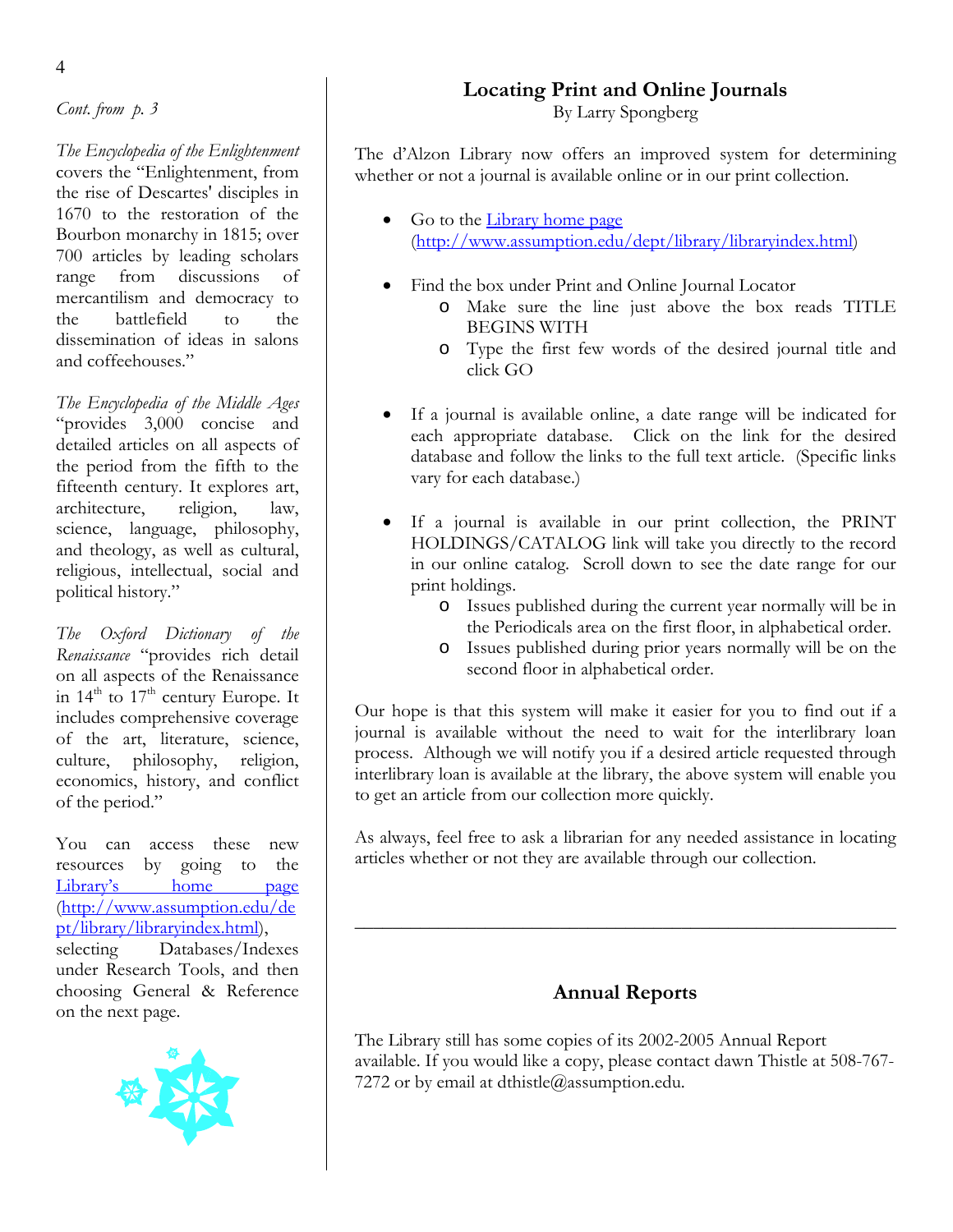*Cont. from p. 3*

*The Encyclopedia of the Enlightenment* covers the "Enlightenment, from the rise of Descartes' disciples in 1670 to the restoration of the Bourbon monarchy in 1815; over 700 articles by leading scholars range from discussions of mercantilism and democracy to the battlefield to the dissemination of ideas in salons and coffeehouses."

*The Encyclopedia of the Middle Ages* "provides 3,000 concise and detailed articles on all aspects of the period from the fifth to the fifteenth century. It explores art, architecture, religion, law, science, language, philosophy, and theology, as well as cultural, religious, intellectual, social and political history."

*The Oxford Dictionary of the Renaissance* "provides rich detail on all aspects of the Renaissance in 14th to 17th century Europe. It includes comprehensive coverage of the art, literature, science, culture, philosophy, religion, economics, history, and conflict of the period."

You can access these new resources by going to the [Library's home page](http://www.assumption.edu/dept/library/libraryindex.html) (http://www.assumption.edu/dept/library/libraryindex.html), selecting Databases/Indexes under Research Tools, and then choosing General & Reference on the next page.

## Locating Print and Online Journals

By Larry Spongberg

The d'Alzon Library now offers an improved system for determining whether or not a journal is available online or in our print collection.

- Go to the [Library home page](http://www.assumption.edu/dept/library/libraryindex.html) (http://www.assumption.edu/dept/library/libraryindex.html)
- Find the box under Print and Online Journal Locator
  - Make sure the line just above the box reads TITLE BEGINS WITH
  - Type the first few words of the desired journal title and click GO
- If a journal is available online, a date range will be indicated for each appropriate database. Click on the link for the desired database and follow the links to the full text article. (Specific links vary for each database.)
- If a journal is available in our print collection, the PRINT HOLDINGS/CATALOG link will take you directly to the record in our online catalog. Scroll down to see the date range for our print holdings.
  - Issues published during the current year normally will be in the Periodicals area on the first floor, in alphabetical order.
  - Issues published during prior years normally will be on the second floor in alphabetical order.

Our hope is that this system will make it easier for you to find out if a journal is available without the need to wait for the interlibrary loan process. Although we will notify you if a desired article requested through interlibrary loan is available at the library, the above system will enable you to get an article from our collection more quickly.

As always, feel free to ask a librarian for any needed assistance in locating articles whether or not they are available through our collection.

---

## Annual Reports

The Library still has some copies of its 2002-2005 Annual Report available. If you would like a copy, please contact dawn Thistle at 508-767-7272 or by email at dthistle@assumption.edu.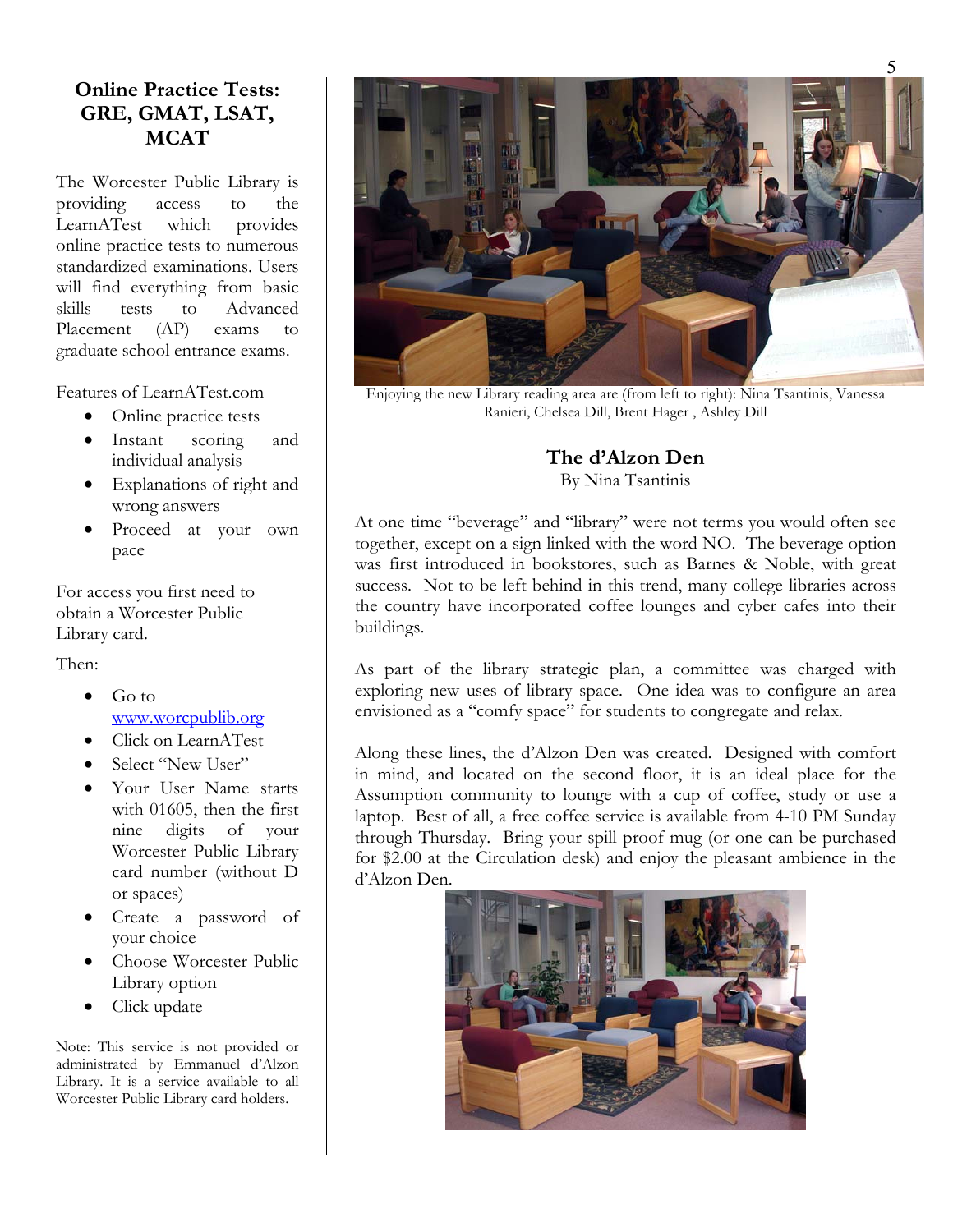## Online Practice Tests: GRE, GMAT, LSAT, MCAT

The Worcester Public Library is providing access to the LearnATest which provides online practice tests to numerous standardized examinations. Users will find everything from basic skills tests to Advanced Placement (AP) exams to graduate school entrance exams.

Features of LearnATest.com

- Online practice tests
- Instant scoring and individual analysis
- Explanations of right and wrong answers
- Proceed at your own pace

For access you first need to obtain a Worcester Public Library card.

Then:

- Go to www.worcpublib.org
- Click on LearnATest
- Select "New User"
- Your User Name starts with 01605, then the first nine digits of your Worcester Public Library card number (without D or spaces)
- Create a password of your choice
- Choose Worcester Public Library option
- Click update

Note: This service is not provided or administrated by Emmanuel d'Alzon Library. It is a service available to all Worcester Public Library card holders.

Enjoying the new Library reading area are (from left to right): Nina Tsantinis, Vanessa Ranieri, Chelsea Dill, Brent Hager , Ashley Dill

## The d'Alzon Den

By Nina Tsantinis

At one time "beverage" and "library" were not terms you would often see together, except on a sign linked with the word NO. The beverage option was first introduced in bookstores, such as Barnes & Noble, with great success. Not to be left behind in this trend, many college libraries across the country have incorporated coffee lounges and cyber cafes into their buildings.

As part of the library strategic plan, a committee was charged with exploring new uses of library space. One idea was to configure an area envisioned as a "comfy space" for students to congregate and relax.

Along these lines, the d'Alzon Den was created. Designed with comfort in mind, and located on the second floor, it is an ideal place for the Assumption community to lounge with a cup of coffee, study or use a laptop. Best of all, a free coffee service is available from 4-10 PM Sunday through Thursday. Bring your spill proof mug (or one can be purchased for $2.00 at the Circulation desk) and enjoy the pleasant ambience in the d'Alzon Den.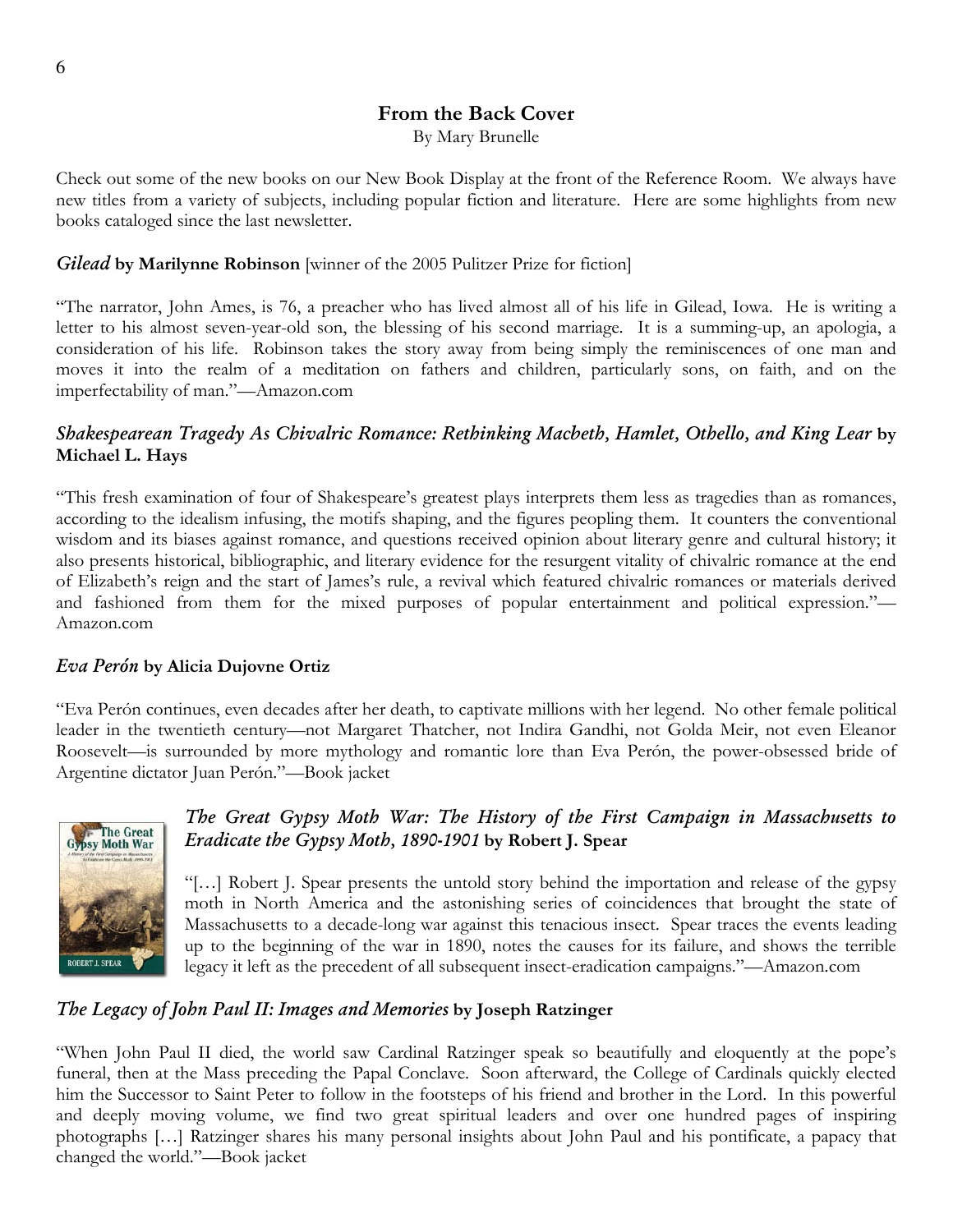## From the Back Cover

By Mary Brunelle

Check out some of the new books on our New Book Display at the front of the Reference Room. We always have new titles from a variety of subjects, including popular fiction and literature. Here are some highlights from new books cataloged since the last newsletter.

***Gilead*** **by Marilynne Robinson** [winner of the 2005 Pulitzer Prize for fiction]

"The narrator, John Ames, is 76, a preacher who has lived almost all of his life in Gilead, Iowa. He is writing a letter to his almost seven-year-old son, the blessing of his second marriage. It is a summing-up, an apologia, a consideration of his life. Robinson takes the story away from being simply the reminiscences of one man and moves it into the realm of a meditation on fathers and children, particularly sons, on faith, and on the imperfectability of man."—Amazon.com

***Shakespearean Tragedy As Chivalric Romance: Rethinking Macbeth, Hamlet, Othello, and King Lear*** **by Michael L. Hays**

"This fresh examination of four of Shakespeare's greatest plays interprets them less as tragedies than as romances, according to the idealism infusing, the motifs shaping, and the figures peopling them. It counters the conventional wisdom and its biases against romance, and questions received opinion about literary genre and cultural history; it also presents historical, bibliographic, and literary evidence for the resurgent vitality of chivalric romance at the end of Elizabeth's reign and the start of James's rule, a revival which featured chivalric romances or materials derived and fashioned from them for the mixed purposes of popular entertainment and political expression."—Amazon.com

***Eva Perón*** **by Alicia Dujovne Ortiz**

"Eva Perón continues, even decades after her death, to captivate millions with her legend. No other female political leader in the twentieth century—not Margaret Thatcher, not Indira Gandhi, not Golda Meir, not even Eleanor Roosevelt—is surrounded by more mythology and romantic lore than Eva Perón, the power-obsessed bride of Argentine dictator Juan Perón."—Book jacket

***The Great Gypsy Moth War: The History of the First Campaign in Massachusetts to Eradicate the Gypsy Moth, 1890-1901*** **by Robert J. Spear**

"[…] Robert J. Spear presents the untold story behind the importation and release of the gypsy moth in North America and the astonishing series of coincidences that brought the state of Massachusetts to a decade-long war against this tenacious insect. Spear traces the events leading up to the beginning of the war in 1890, notes the causes for its failure, and shows the terrible legacy it left as the precedent of all subsequent insect-eradication campaigns."—Amazon.com

***The Legacy of John Paul II: Images and Memories*** **by Joseph Ratzinger**

"When John Paul II died, the world saw Cardinal Ratzinger speak so beautifully and eloquently at the pope's funeral, then at the Mass preceding the Papal Conclave. Soon afterward, the College of Cardinals quickly elected him the Successor to Saint Peter to follow in the footsteps of his friend and brother in the Lord. In this powerful and deeply moving volume, we find two great spiritual leaders and over one hundred pages of inspiring photographs […] Ratzinger shares his many personal insights about John Paul and his pontificate, a papacy that changed the world."—Book jacket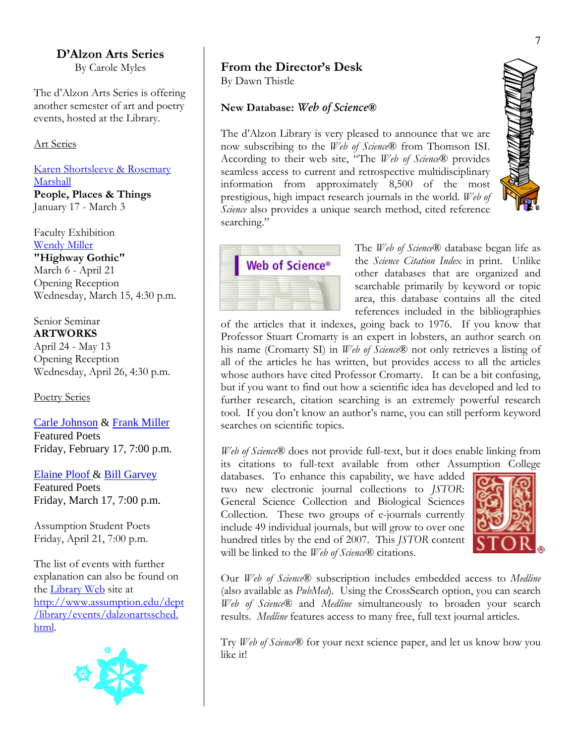## D'Alzon Arts Series

By Carole Myles

The d'Alzon Arts Series is offering another semester of art and poetry events, hosted at the Library.

Art Series

Karen Shortsleeve & Rosemary Marshall
**People, Places & Things**
January 17 - March 3

Faculty Exhibition
Wendy Miller
**"Highway Gothic"**
March 6 - April 21
Opening Reception
Wednesday, March 15, 4:30 p.m.

Senior Seminar
**ARTWORKS**
April 24 - May 13
Opening Reception
Wednesday, April 26, 4:30 p.m.

Poetry Series

Carle Johnson & Frank Miller
Featured Poets
Friday, February 17, 7:00 p.m.

Elaine Ploof & Bill Garvey
Featured Poets
Friday, March 17, 7:00 p.m.

Assumption Student Poets
Friday, April 21, 7:00 p.m.

The list of events with further explanation can also be found on the Library Web site at http://www.assumption.edu/dept/library/events/dalzonartssched.html.

## From the Director's Desk

By Dawn Thistle

### New Database: *Web of Science®*

The d'Alzon Library is very pleased to announce that we are now subscribing to the *Web of Science®* from Thomson ISI. According to their web site, "The *Web of Science®* provides seamless access to current and retrospective multidisciplinary information from approximately 8,500 of the most prestigious, high impact research journals in the world. *Web of Science* also provides a unique search method, cited reference searching."

The *Web of Science®* database began life as the *Science Citation Index* in print. Unlike other databases that are organized and searchable primarily by keyword or topic area, this database contains all the cited references included in the bibliographies of the articles that it indexes, going back to 1976. If you know that Professor Stuart Cromarty is an expert in lobsters, an author search on his name (Cromarty SI) in *Web of Science®* not only retrieves a listing of all of the articles he has written, but provides access to all the articles whose authors have cited Professor Cromarty. It can be a bit confusing, but if you want to find out how a scientific idea has developed and led to further research, citation searching is an extremely powerful research tool. If you don't know an author's name, you can still perform keyword searches on scientific topics.

*Web of Science®* does not provide full-text, but it does enable linking from its citations to full-text available from other Assumption College databases. To enhance this capability, we have added two new electronic journal collections to *JSTOR*: General Science Collection and Biological Sciences Collection. These two groups of e-journals currently include 49 individual journals, but will grow to over one hundred titles by the end of 2007. This *JSTOR* content will be linked to the *Web of Science®* citations.

Our *Web of Science®* subscription includes embedded access to *Medline* (also available as *PubMed*). Using the CrossSearch option, you can search *Web of Science®* and *Medline* simultaneously to broaden your search results. *Medline* features access to many free, full text journal articles.

Try *Web of Science®* for your next science paper, and let us know how you like it!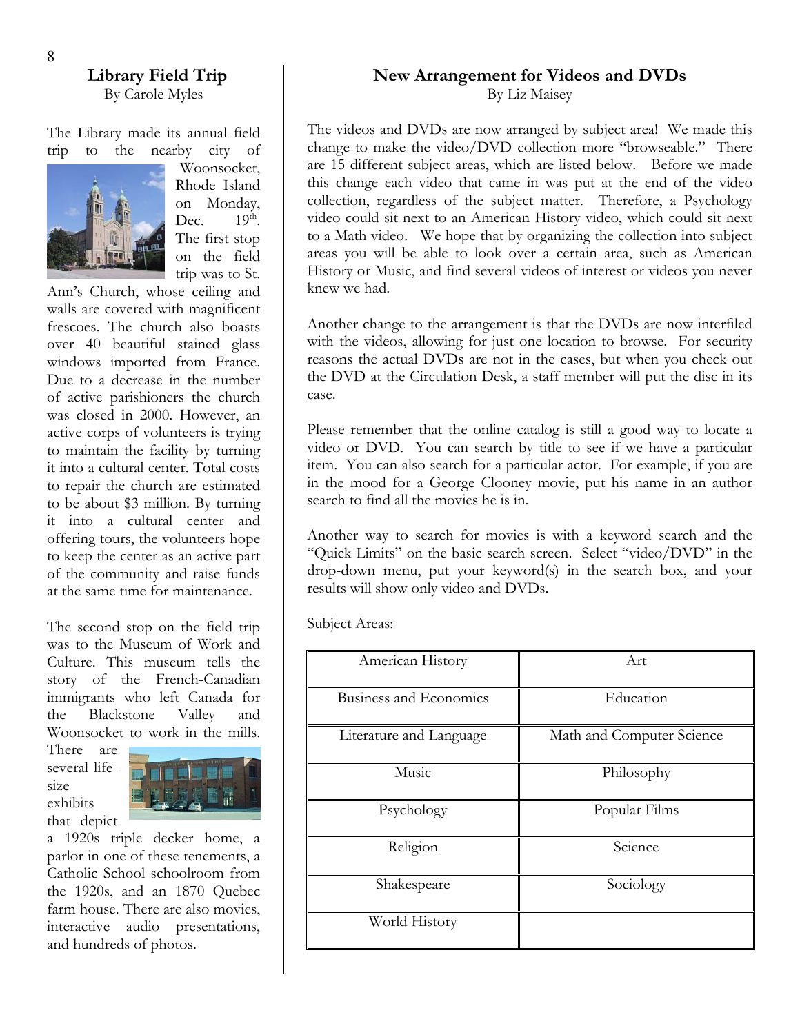## Library Field Trip

By Carole Myles

The Library made its annual field trip to the nearby city of Woonsocket, Rhode Island on Monday, Dec. 19th. The first stop on the field trip was to St. Ann's Church, whose ceiling and walls are covered with magnificent frescoes. The church also boasts over 40 beautiful stained glass windows imported from France. Due to a decrease in the number of active parishioners the church was closed in 2000. However, an active corps of volunteers is trying to maintain the facility by turning it into a cultural center. Total costs to repair the church are estimated to be about $3 million. By turning it into a cultural center and offering tours, the volunteers hope to keep the center as an active part of the community and raise funds at the same time for maintenance.

The second stop on the field trip was to the Museum of Work and Culture. This museum tells the story of the French-Canadian immigrants who left Canada for the Blackstone Valley and Woonsocket to work in the mills. There are several life-size exhibits that depict a 1920s triple decker home, a parlor in one of these tenements, a Catholic School schoolroom from the 1920s, and an 1870 Quebec farm house. There are also movies, interactive audio presentations, and hundreds of photos.

## New Arrangement for Videos and DVDs

By Liz Maisey

The videos and DVDs are now arranged by subject area! We made this change to make the video/DVD collection more "browseable." There are 15 different subject areas, which are listed below. Before we made this change each video that came in was put at the end of the video collection, regardless of the subject matter. Therefore, a Psychology video could sit next to an American History video, which could sit next to a Math video. We hope that by organizing the collection into subject areas you will be able to look over a certain area, such as American History or Music, and find several videos of interest or videos you never knew we had.

Another change to the arrangement is that the DVDs are now interfiled with the videos, allowing for just one location to browse. For security reasons the actual DVDs are not in the cases, but when you check out the DVD at the Circulation Desk, a staff member will put the disc in its case.

Please remember that the online catalog is still a good way to locate a video or DVD. You can search by title to see if we have a particular item. You can also search for a particular actor. For example, if you are in the mood for a George Clooney movie, put his name in an author search to find all the movies he is in.

Another way to search for movies is with a keyword search and the "Quick Limits" on the basic search screen. Select "video/DVD" in the drop-down menu, put your keyword(s) in the search box, and your results will show only video and DVDs.

Subject Areas:

| | |
|---|---|
| American History | Art |
| Business and Economics | Education |
| Literature and Language | Math and Computer Science |
| Music | Philosophy |
| Psychology | Popular Films |
| Religion | Science |
| Shakespeare | Sociology |
| World History | |